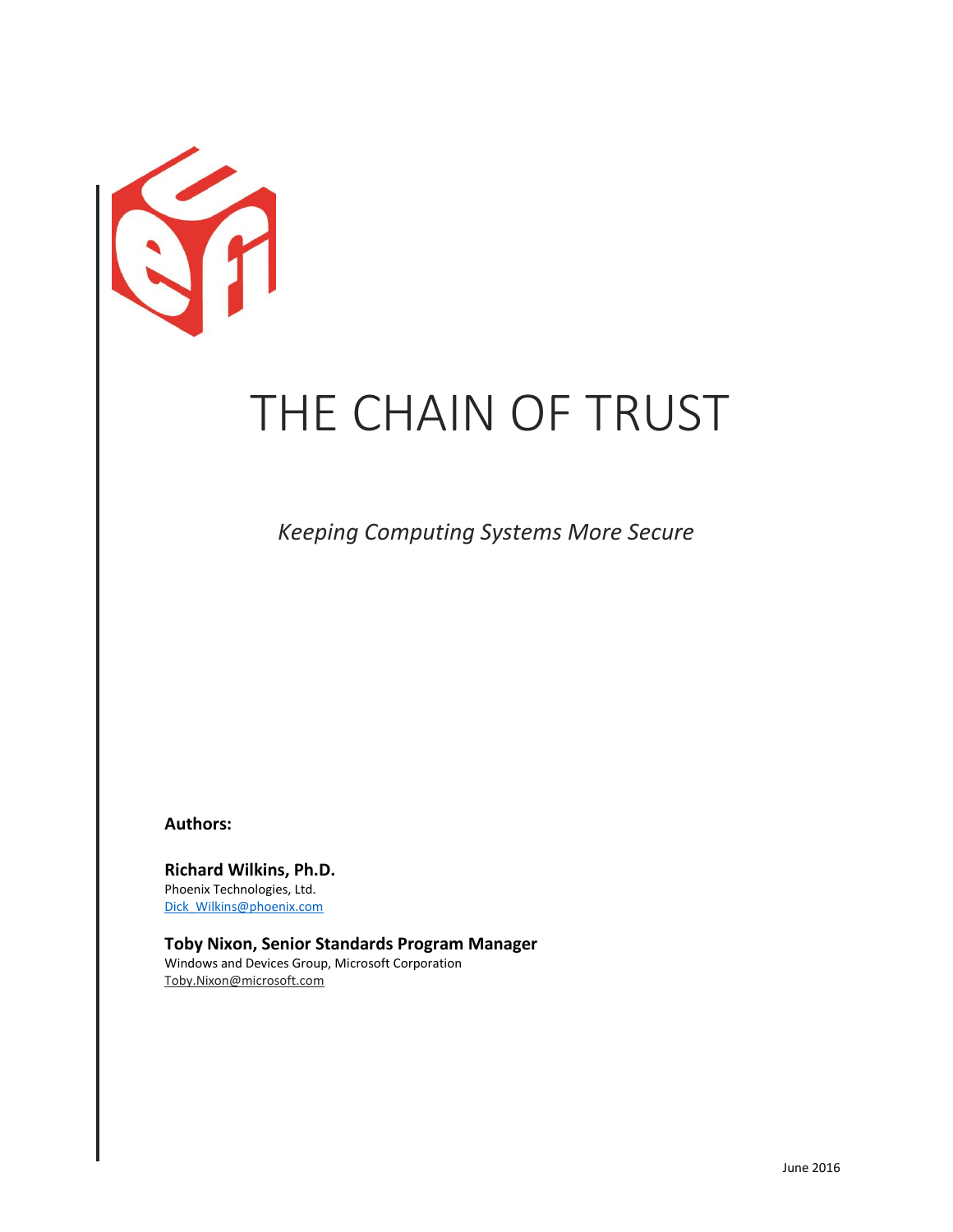# THE CHAIN OF TRUST

*Keeping Computing Systems More Secure*

**Authors:**

**Richard Wilkins, Ph.D.**
Phoenix Technologies, Ltd.
Dick_Wilkins@phoenix.com

**Toby Nixon, Senior Standards Program Manager**
Windows and Devices Group, Microsoft Corporation
Toby.Nixon@microsoft.com

June 2016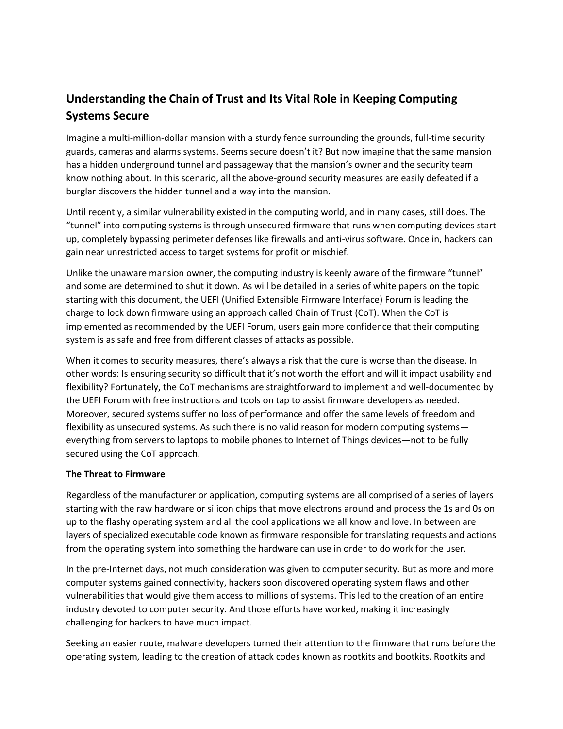## Understanding the Chain of Trust and Its Vital Role in Keeping Computing Systems Secure

Imagine a multi-million-dollar mansion with a sturdy fence surrounding the grounds, full-time security guards, cameras and alarms systems. Seems secure doesn't it? But now imagine that the same mansion has a hidden underground tunnel and passageway that the mansion's owner and the security team know nothing about. In this scenario, all the above-ground security measures are easily defeated if a burglar discovers the hidden tunnel and a way into the mansion.

Until recently, a similar vulnerability existed in the computing world, and in many cases, still does. The "tunnel" into computing systems is through unsecured firmware that runs when computing devices start up, completely bypassing perimeter defenses like firewalls and anti-virus software. Once in, hackers can gain near unrestricted access to target systems for profit or mischief.

Unlike the unaware mansion owner, the computing industry is keenly aware of the firmware "tunnel" and some are determined to shut it down. As will be detailed in a series of white papers on the topic starting with this document, the UEFI (Unified Extensible Firmware Interface) Forum is leading the charge to lock down firmware using an approach called Chain of Trust (CoT). When the CoT is implemented as recommended by the UEFI Forum, users gain more confidence that their computing system is as safe and free from different classes of attacks as possible.

When it comes to security measures, there's always a risk that the cure is worse than the disease. In other words: Is ensuring security so difficult that it's not worth the effort and will it impact usability and flexibility? Fortunately, the CoT mechanisms are straightforward to implement and well-documented by the UEFI Forum with free instructions and tools on tap to assist firmware developers as needed. Moreover, secured systems suffer no loss of performance and offer the same levels of freedom and flexibility as unsecured systems. As such there is no valid reason for modern computing systems—everything from servers to laptops to mobile phones to Internet of Things devices—not to be fully secured using the CoT approach.

**The Threat to Firmware**

Regardless of the manufacturer or application, computing systems are all comprised of a series of layers starting with the raw hardware or silicon chips that move electrons around and process the 1s and 0s on up to the flashy operating system and all the cool applications we all know and love. In between are layers of specialized executable code known as firmware responsible for translating requests and actions from the operating system into something the hardware can use in order to do work for the user.

In the pre-Internet days, not much consideration was given to computer security. But as more and more computer systems gained connectivity, hackers soon discovered operating system flaws and other vulnerabilities that would give them access to millions of systems. This led to the creation of an entire industry devoted to computer security. And those efforts have worked, making it increasingly challenging for hackers to have much impact.

Seeking an easier route, malware developers turned their attention to the firmware that runs before the operating system, leading to the creation of attack codes known as rootkits and bootkits. Rootkits and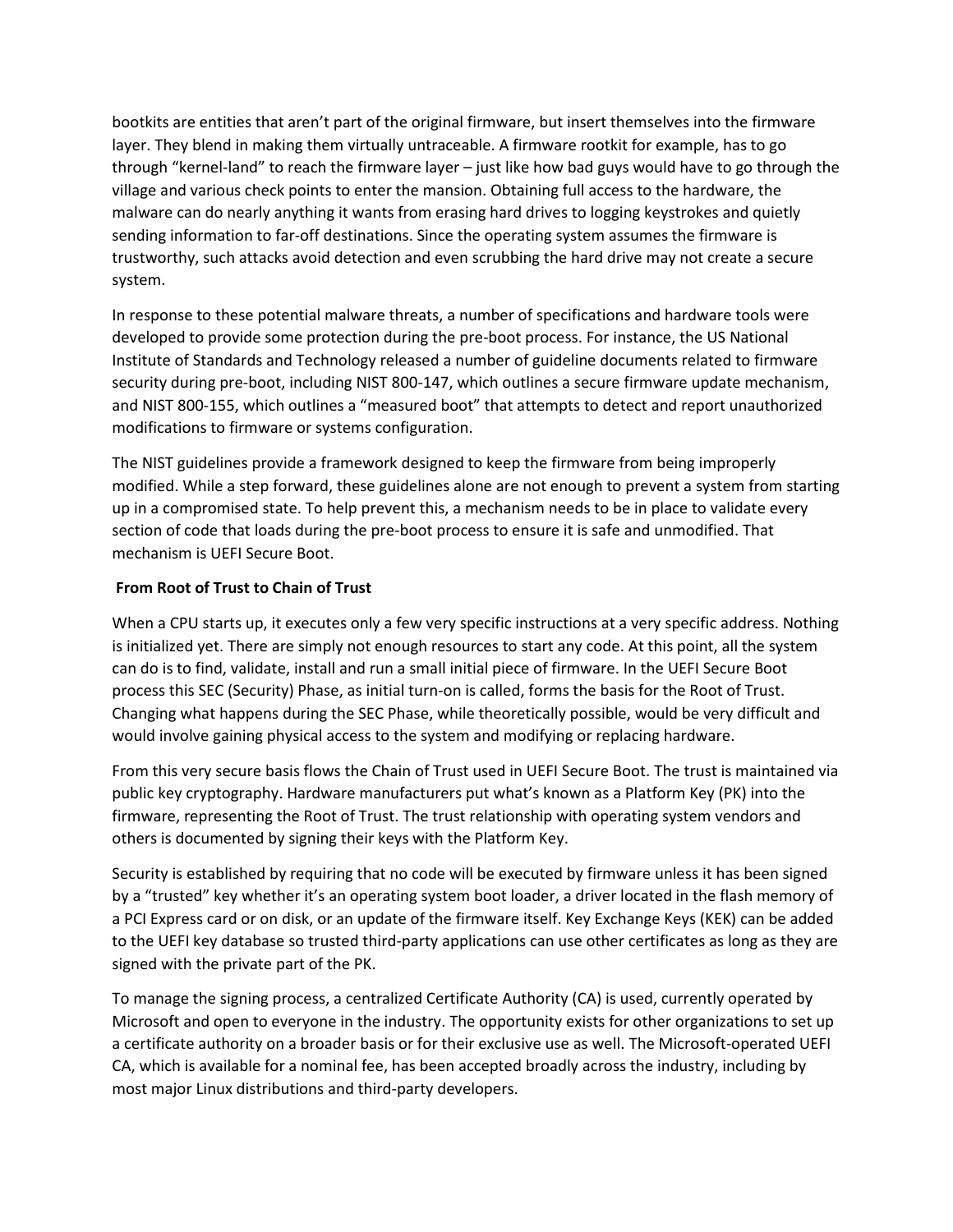bootkits are entities that aren't part of the original firmware, but insert themselves into the firmware layer. They blend in making them virtually untraceable. A firmware rootkit for example, has to go through "kernel-land" to reach the firmware layer – just like how bad guys would have to go through the village and various check points to enter the mansion. Obtaining full access to the hardware, the malware can do nearly anything it wants from erasing hard drives to logging keystrokes and quietly sending information to far-off destinations. Since the operating system assumes the firmware is trustworthy, such attacks avoid detection and even scrubbing the hard drive may not create a secure system.

In response to these potential malware threats, a number of specifications and hardware tools were developed to provide some protection during the pre-boot process. For instance, the US National Institute of Standards and Technology released a number of guideline documents related to firmware security during pre-boot, including NIST 800-147, which outlines a secure firmware update mechanism, and NIST 800-155, which outlines a "measured boot" that attempts to detect and report unauthorized modifications to firmware or systems configuration.

The NIST guidelines provide a framework designed to keep the firmware from being improperly modified. While a step forward, these guidelines alone are not enough to prevent a system from starting up in a compromised state. To help prevent this, a mechanism needs to be in place to validate every section of code that loads during the pre-boot process to ensure it is safe and unmodified. That mechanism is UEFI Secure Boot.

**From Root of Trust to Chain of Trust**

When a CPU starts up, it executes only a few very specific instructions at a very specific address. Nothing is initialized yet. There are simply not enough resources to start any code. At this point, all the system can do is to find, validate, install and run a small initial piece of firmware. In the UEFI Secure Boot process this SEC (Security) Phase, as initial turn-on is called, forms the basis for the Root of Trust. Changing what happens during the SEC Phase, while theoretically possible, would be very difficult and would involve gaining physical access to the system and modifying or replacing hardware.

From this very secure basis flows the Chain of Trust used in UEFI Secure Boot. The trust is maintained via public key cryptography. Hardware manufacturers put what's known as a Platform Key (PK) into the firmware, representing the Root of Trust. The trust relationship with operating system vendors and others is documented by signing their keys with the Platform Key.

Security is established by requiring that no code will be executed by firmware unless it has been signed by a "trusted" key whether it's an operating system boot loader, a driver located in the flash memory of a PCI Express card or on disk, or an update of the firmware itself. Key Exchange Keys (KEK) can be added to the UEFI key database so trusted third-party applications can use other certificates as long as they are signed with the private part of the PK.

To manage the signing process, a centralized Certificate Authority (CA) is used, currently operated by Microsoft and open to everyone in the industry. The opportunity exists for other organizations to set up a certificate authority on a broader basis or for their exclusive use as well. The Microsoft-operated UEFI CA, which is available for a nominal fee, has been accepted broadly across the industry, including by most major Linux distributions and third-party developers.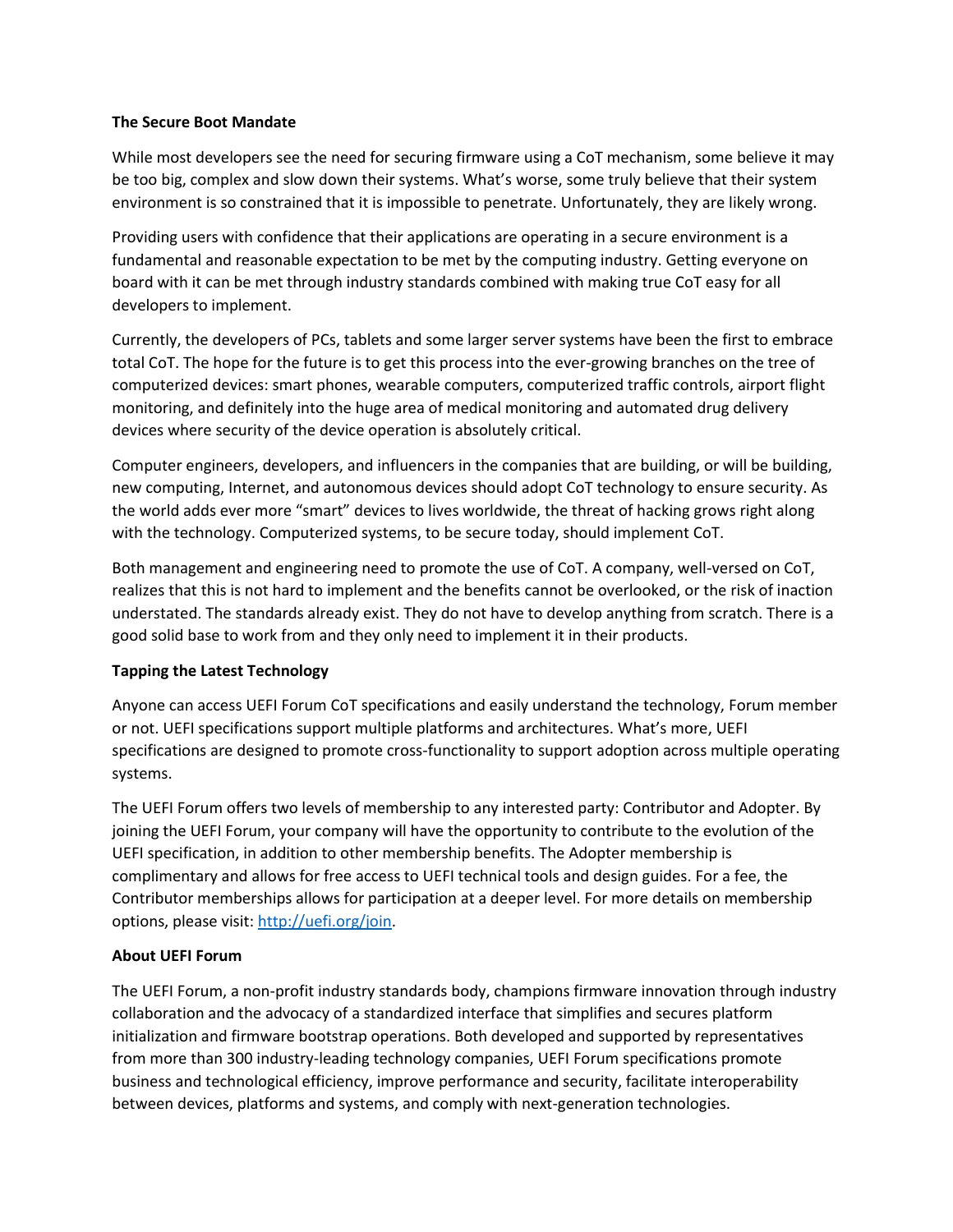**The Secure Boot Mandate**

While most developers see the need for securing firmware using a CoT mechanism, some believe it may be too big, complex and slow down their systems. What's worse, some truly believe that their system environment is so constrained that it is impossible to penetrate. Unfortunately, they are likely wrong.

Providing users with confidence that their applications are operating in a secure environment is a fundamental and reasonable expectation to be met by the computing industry. Getting everyone on board with it can be met through industry standards combined with making true CoT easy for all developers to implement.

Currently, the developers of PCs, tablets and some larger server systems have been the first to embrace total CoT. The hope for the future is to get this process into the ever-growing branches on the tree of computerized devices: smart phones, wearable computers, computerized traffic controls, airport flight monitoring, and definitely into the huge area of medical monitoring and automated drug delivery devices where security of the device operation is absolutely critical.

Computer engineers, developers, and influencers in the companies that are building, or will be building, new computing, Internet, and autonomous devices should adopt CoT technology to ensure security. As the world adds ever more "smart" devices to lives worldwide, the threat of hacking grows right along with the technology. Computerized systems, to be secure today, should implement CoT.

Both management and engineering need to promote the use of CoT. A company, well-versed on CoT, realizes that this is not hard to implement and the benefits cannot be overlooked, or the risk of inaction understated. The standards already exist. They do not have to develop anything from scratch. There is a good solid base to work from and they only need to implement it in their products.

**Tapping the Latest Technology**

Anyone can access UEFI Forum CoT specifications and easily understand the technology, Forum member or not. UEFI specifications support multiple platforms and architectures. What's more, UEFI specifications are designed to promote cross-functionality to support adoption across multiple operating systems.

The UEFI Forum offers two levels of membership to any interested party: Contributor and Adopter. By joining the UEFI Forum, your company will have the opportunity to contribute to the evolution of the UEFI specification, in addition to other membership benefits. The Adopter membership is complimentary and allows for free access to UEFI technical tools and design guides. For a fee, the Contributor memberships allows for participation at a deeper level. For more details on membership options, please visit: [http://uefi.org/join](http://uefi.org/join).

**About UEFI Forum**

The UEFI Forum, a non-profit industry standards body, champions firmware innovation through industry collaboration and the advocacy of a standardized interface that simplifies and secures platform initialization and firmware bootstrap operations. Both developed and supported by representatives from more than 300 industry-leading technology companies, UEFI Forum specifications promote business and technological efficiency, improve performance and security, facilitate interoperability between devices, platforms and systems, and comply with next-generation technologies.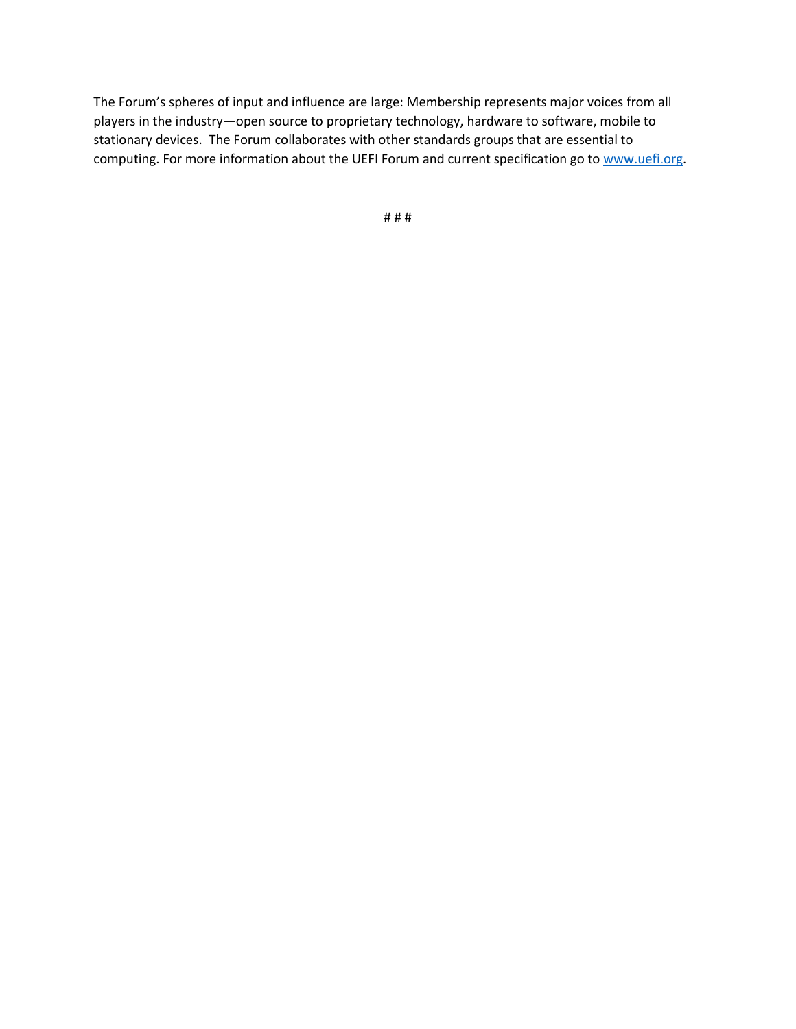The Forum's spheres of input and influence are large: Membership represents major voices from all players in the industry—open source to proprietary technology, hardware to software, mobile to stationary devices. The Forum collaborates with other standards groups that are essential to computing. For more information about the UEFI Forum and current specification go to [www.uefi.org](http://www.uefi.org).

# # #